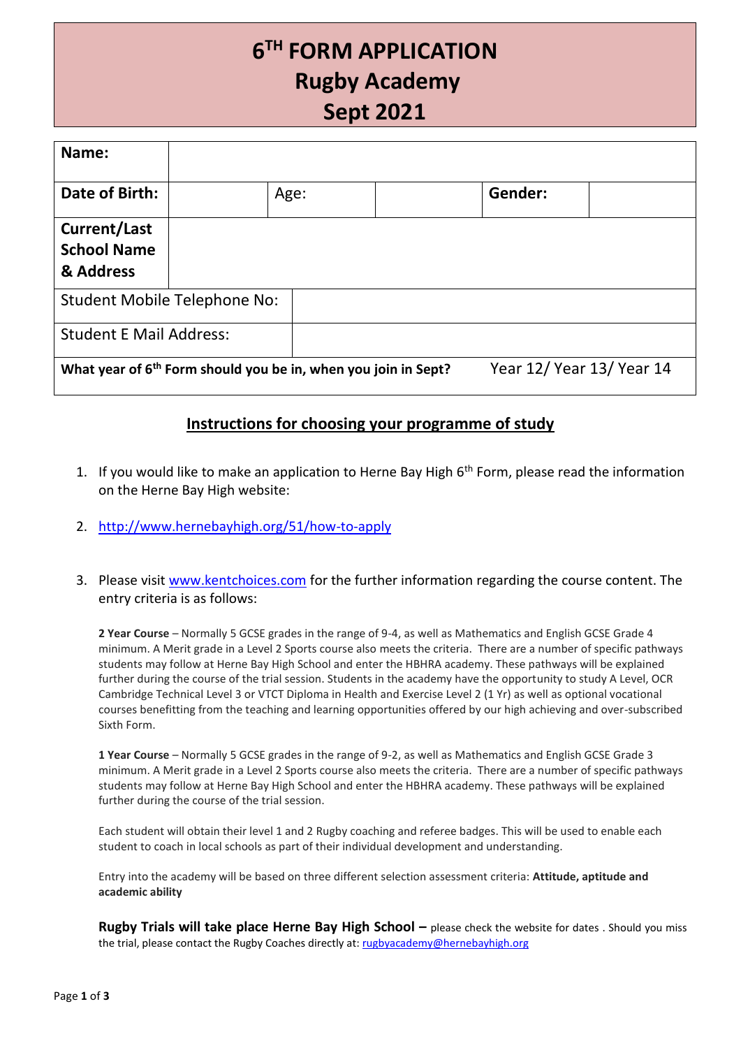# 6TH FORM APPLICATION
# Rugby Academy
# Sept 2021

| **Name:** | | | | | |
|---|---|---|---|---|---|
| **Date of Birth:** | | Age: | | **Gender:** | |
| **Current/Last School Name & Address** | | | | | |
| Student Mobile Telephone No: | | | | | |
| Student E Mail Address: | | | | | |
| **What year of 6th Form should you be in, when you join in Sept?** | | | | Year 12/ Year 13/ Year 14 | |

## Instructions for choosing your programme of study

1. If you would like to make an application to Herne Bay High 6th Form, please read the information on the Herne Bay High website:
2. http://www.hernebayhigh.org/51/how-to-apply
3. Please visit www.kentchoices.com for the further information regarding the course content. The entry criteria is as follows:

**2 Year Course** – Normally 5 GCSE grades in the range of 9-4, as well as Mathematics and English GCSE Grade 4 minimum. A Merit grade in a Level 2 Sports course also meets the criteria. There are a number of specific pathways students may follow at Herne Bay High School and enter the HBHRA academy. These pathways will be explained further during the course of the trial session. Students in the academy have the opportunity to study A Level, OCR Cambridge Technical Level 3 or VTCT Diploma in Health and Exercise Level 2 (1 Yr) as well as optional vocational courses benefitting from the teaching and learning opportunities offered by our high achieving and over-subscribed Sixth Form.

**1 Year Course** – Normally 5 GCSE grades in the range of 9-2, as well as Mathematics and English GCSE Grade 3 minimum. A Merit grade in a Level 2 Sports course also meets the criteria. There are a number of specific pathways students may follow at Herne Bay High School and enter the HBHRA academy. These pathways will be explained further during the course of the trial session.

Each student will obtain their level 1 and 2 Rugby coaching and referee badges. This will be used to enable each student to coach in local schools as part of their individual development and understanding.

Entry into the academy will be based on three different selection assessment criteria: **Attitude, aptitude and academic ability**

**Rugby Trials will take place Herne Bay High School –** please check the website for dates . Should you miss the trial, please contact the Rugby Coaches directly at: rugbyacademy@hernebayhigh.org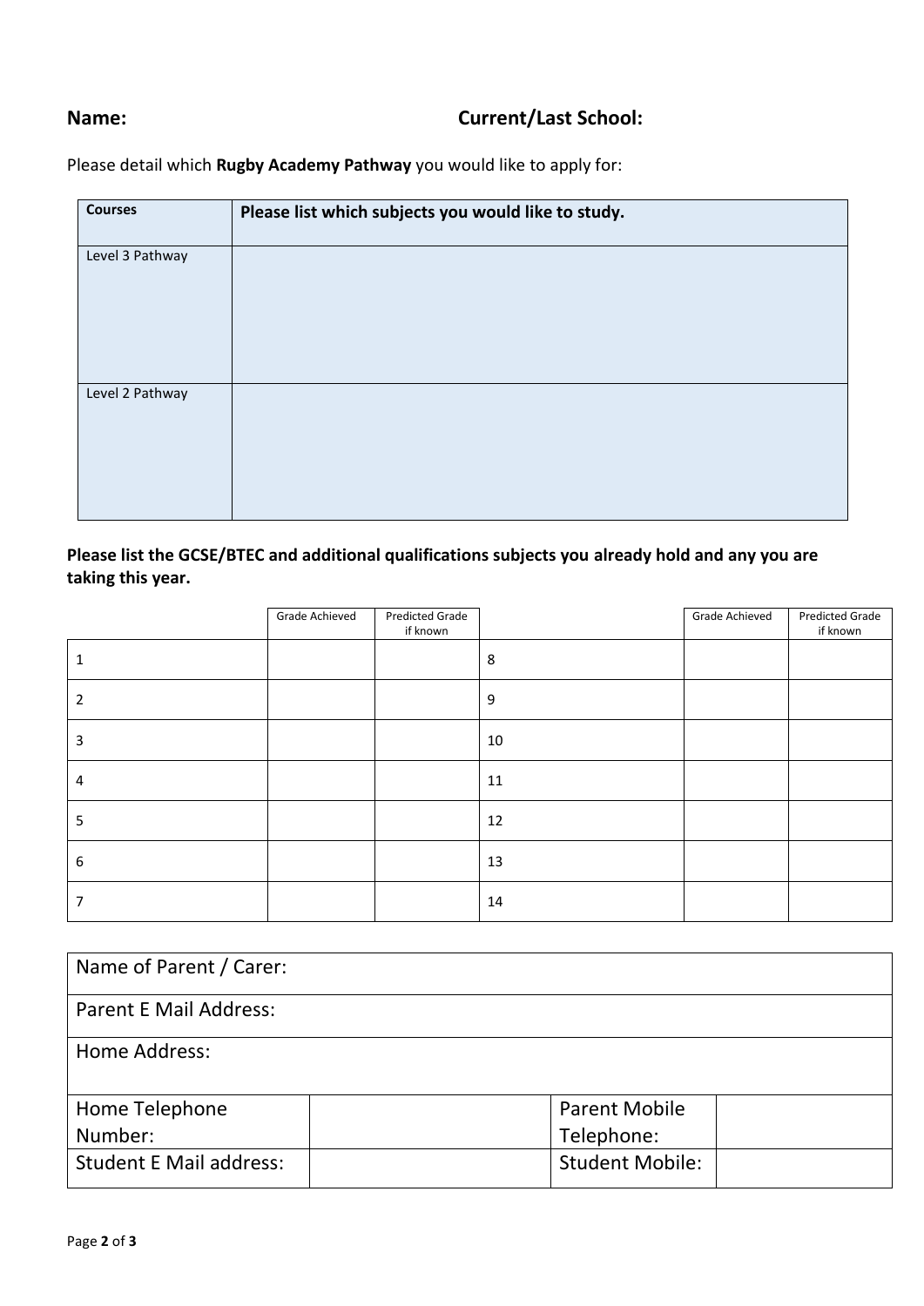**Name:** **Current/Last School:**

Please detail which **Rugby Academy Pathway** you would like to apply for:

| **Courses** | **Please list which subjects you would like to study.** |
|---|---|
| Level 3 Pathway | |
| Level 2 Pathway | |

**Please list the GCSE/BTEC and additional qualifications subjects you already hold and any you are taking this year.**

| | Grade Achieved | Predicted Grade if known | | Grade Achieved | Predicted Grade if known |
|---|---|---|---|---|---|
| 1 | | | 8 | | |
| 2 | | | 9 | | |
| 3 | | | 10 | | |
| 4 | | | 11 | | |
| 5 | | | 12 | | |
| 6 | | | 13 | | |
| 7 | | | 14 | | |

| | | | |
|---|---|---|---|
| Name of Parent / Carer: | | | |
| Parent E Mail Address: | | | |
| Home Address: | | | |
| Home Telephone Number: | | Parent Mobile Telephone: | |
| Student E Mail address: | | Student Mobile: | |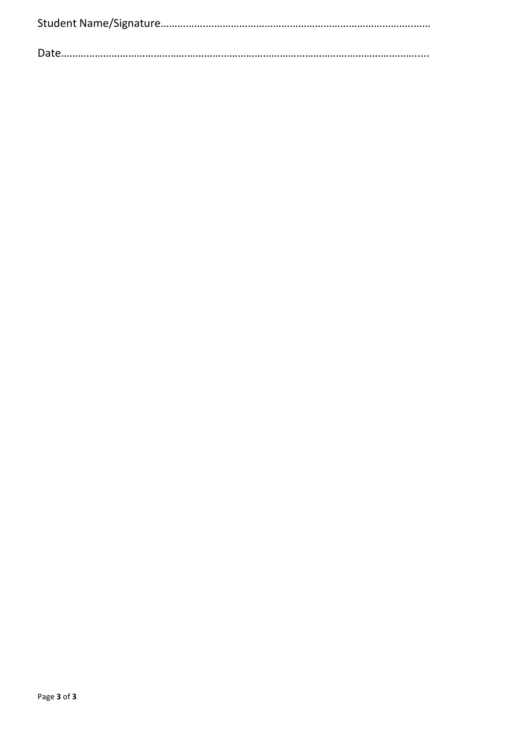Student Name/Signature……………………………………………………………………………………

Date…………………………………………………………………………………………………………..